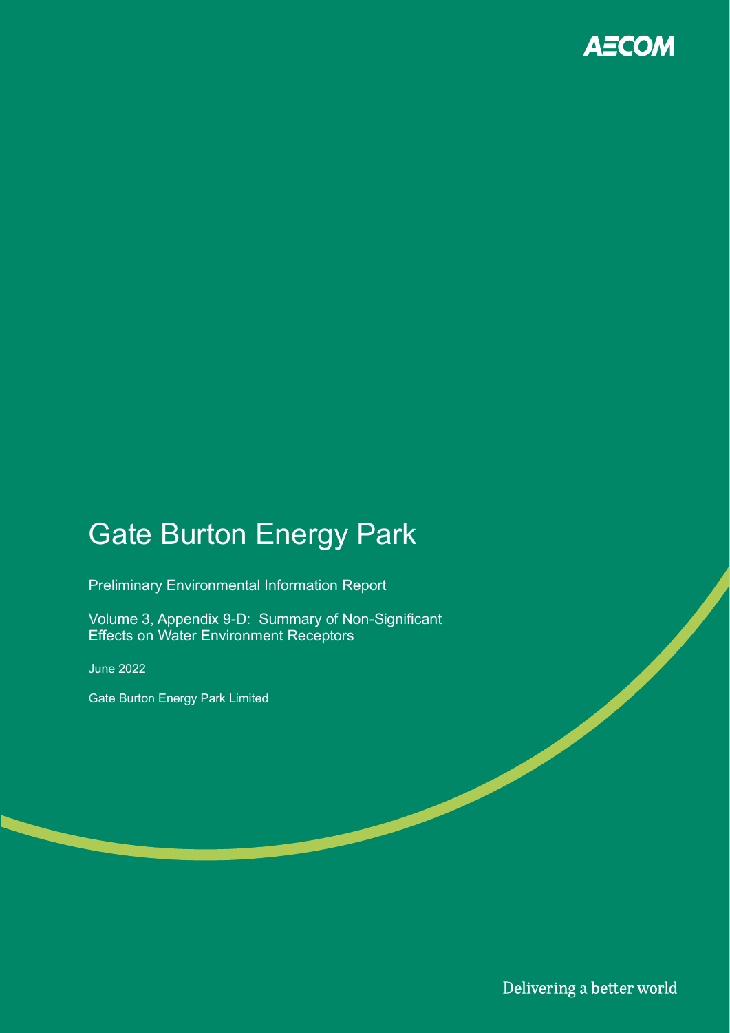AECOM

# Gate Burton Energy Park

Preliminary Environmental Information Report

Volume 3, Appendix 9-D: Summary of Non-Significant Effects on Water Environment Receptors

June 2022

Gate Burton Energy Park Limited

Delivering a better world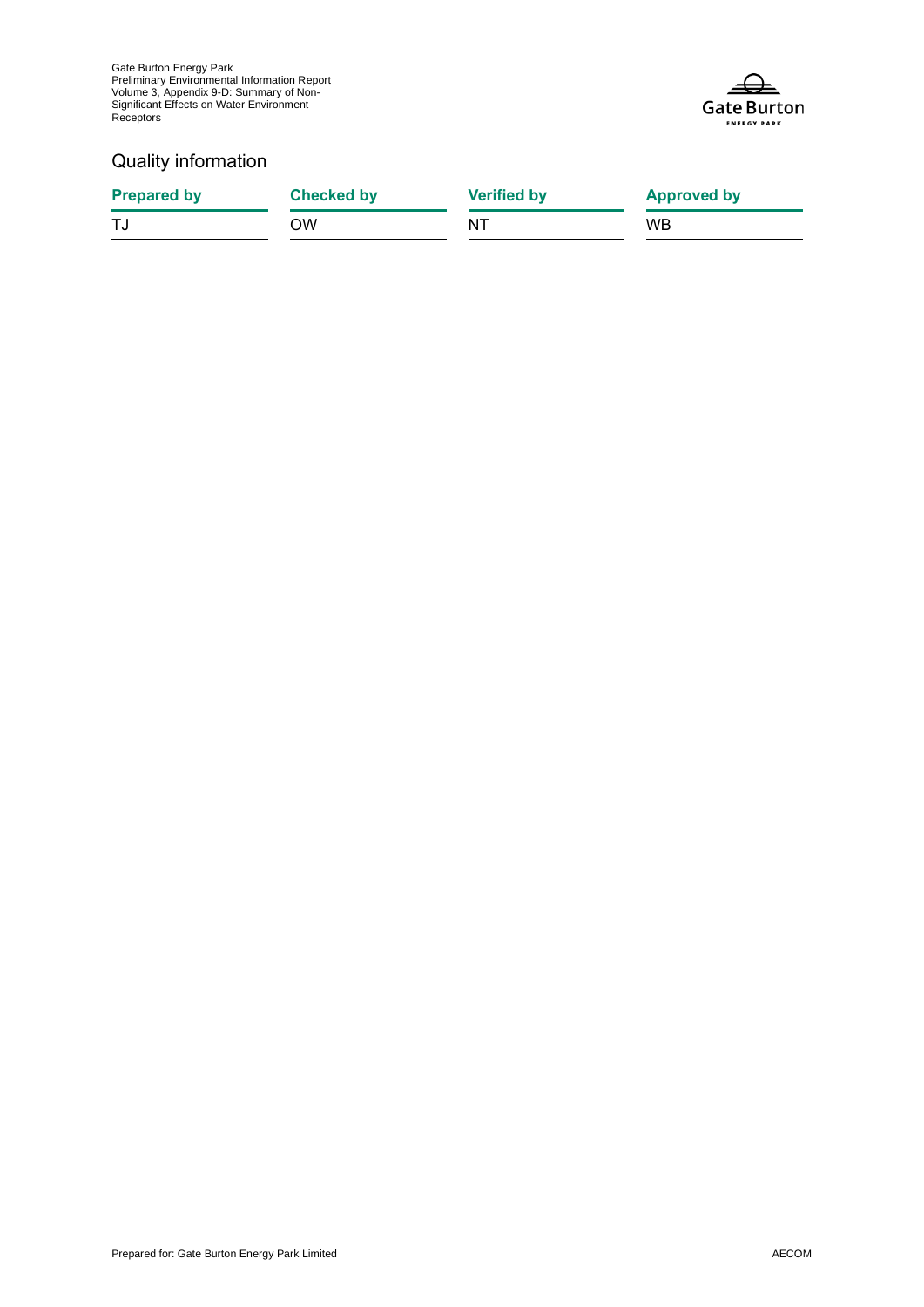## Quality information

| Prepared by | Checked by | Verified by | Approved by |
| --- | --- | --- | --- |
| TJ | OW | NT | WB |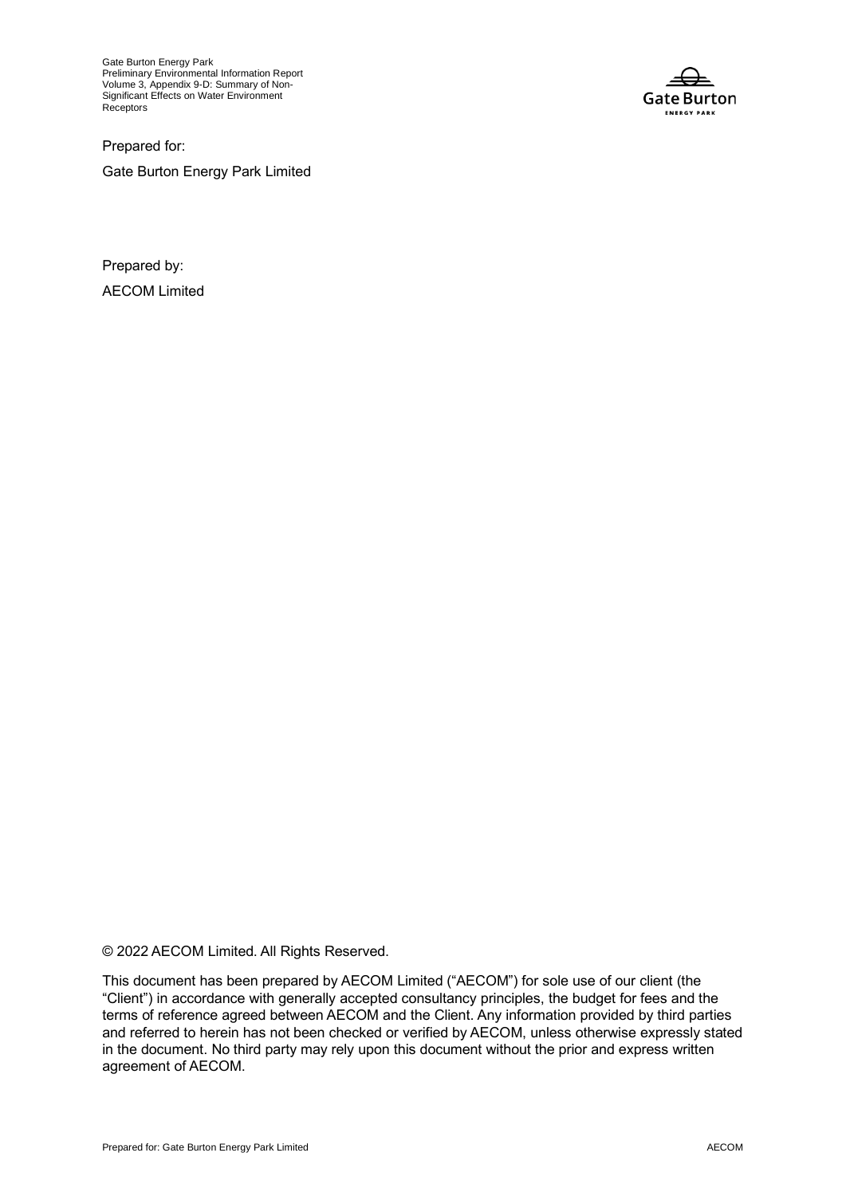Prepared for:

Gate Burton Energy Park Limited

Prepared by:

AECOM Limited

© 2022 AECOM Limited. All Rights Reserved.

This document has been prepared by AECOM Limited ("AECOM") for sole use of our client (the "Client") in accordance with generally accepted consultancy principles, the budget for fees and the terms of reference agreed between AECOM and the Client. Any information provided by third parties and referred to herein has not been checked or verified by AECOM, unless otherwise expressly stated in the document. No third party may rely upon this document without the prior and express written agreement of AECOM.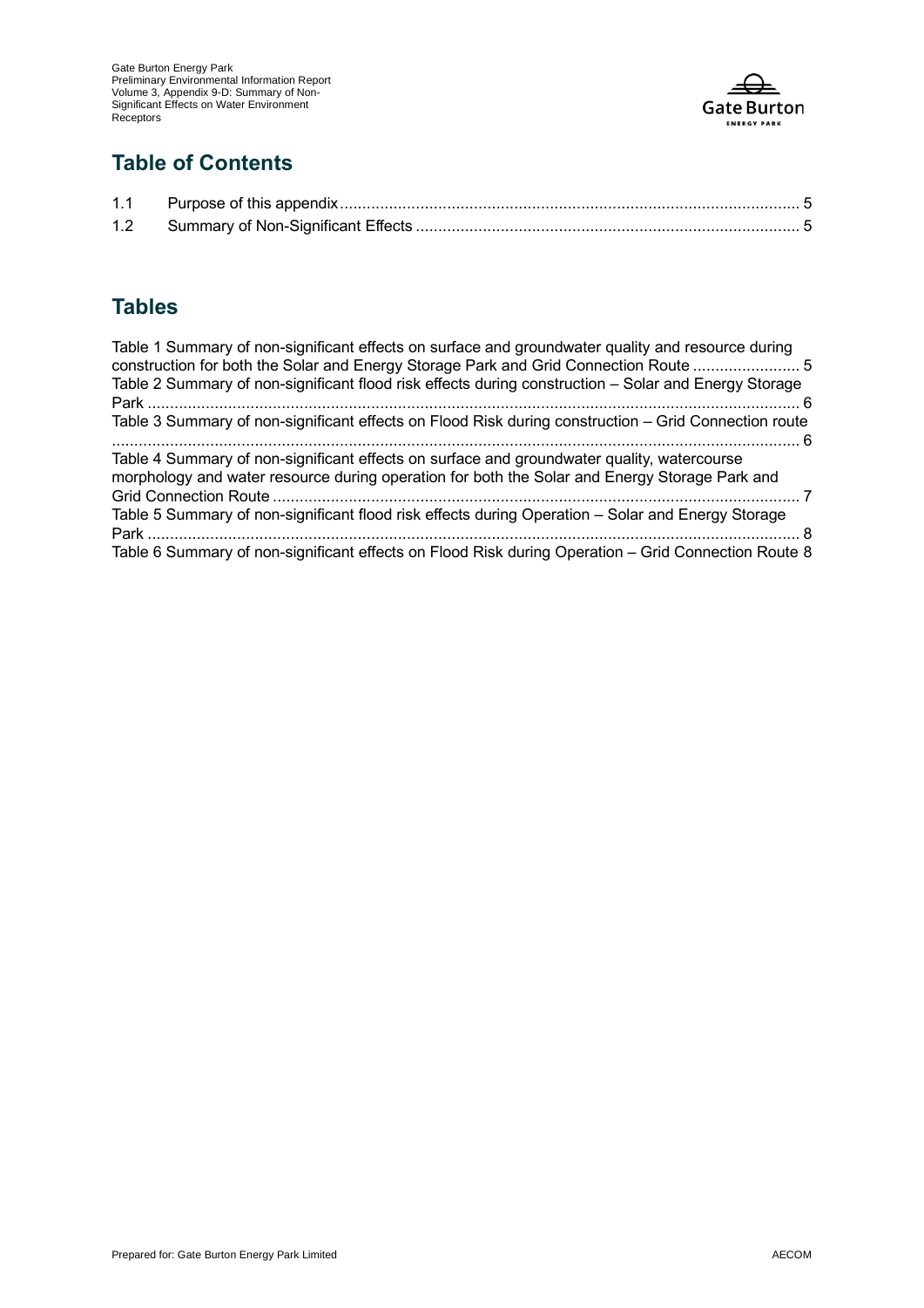## Table of Contents

1.1 Purpose of this appendix ........................................................................................................ 5

1.2 Summary of Non-Significant Effects ...................................................................................... 5

## Tables

Table 1 Summary of non-significant effects on surface and groundwater quality and resource during construction for both the Solar and Energy Storage Park and Grid Connection Route ........................ 5

Table 2 Summary of non-significant flood risk effects during construction – Solar and Energy Storage Park ........................................................................................................................................ 6

Table 3 Summary of non-significant effects on Flood Risk during construction – Grid Connection route ........................................................................................................................................ 6

Table 4 Summary of non-significant effects on surface and groundwater quality, watercourse morphology and water resource during operation for both the Solar and Energy Storage Park and Grid Connection Route ........................................................................................................................ 7

Table 5 Summary of non-significant flood risk effects during Operation – Solar and Energy Storage Park ........................................................................................................................................ 8

Table 6 Summary of non-significant effects on Flood Risk during Operation – Grid Connection Route 8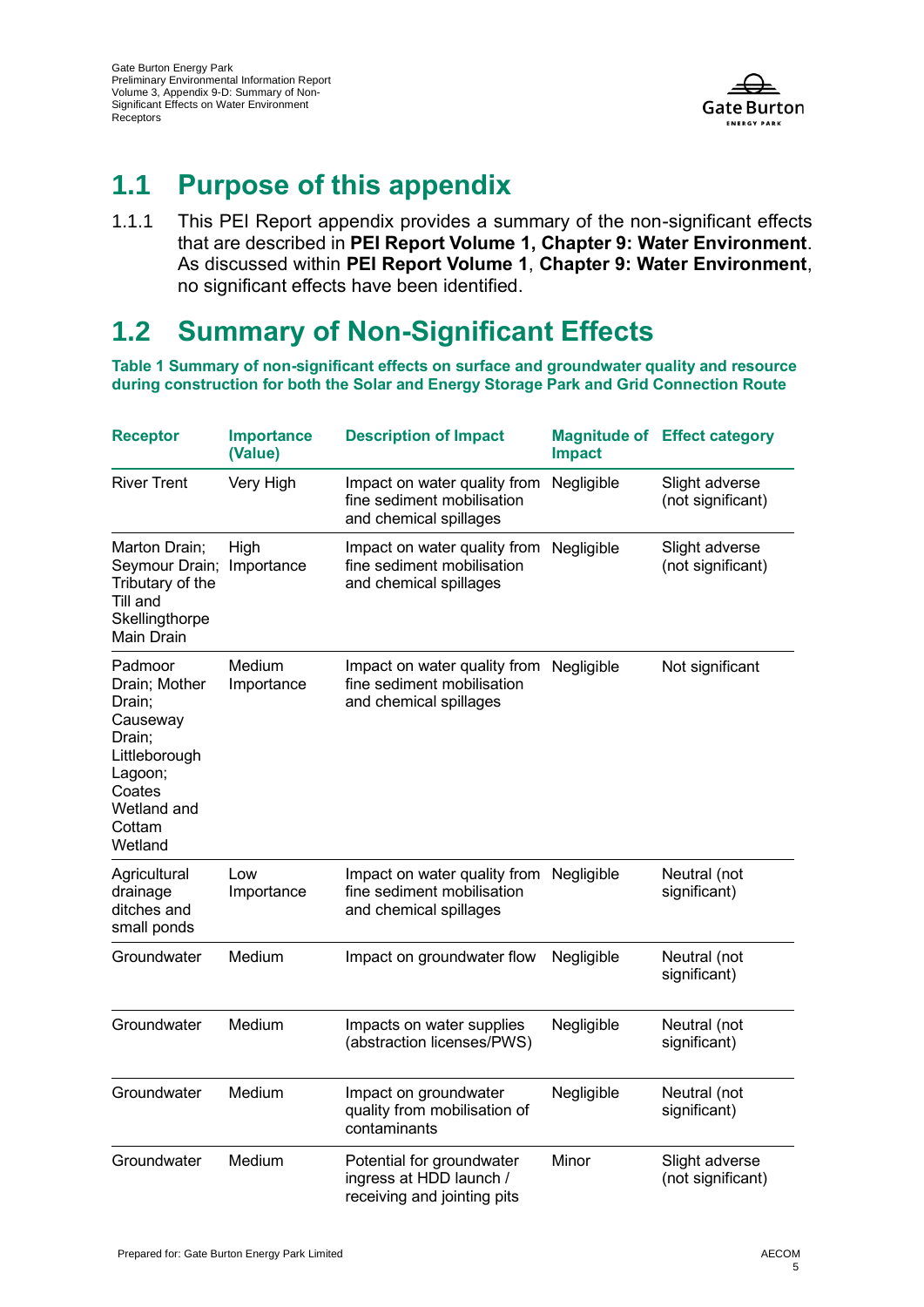## 1.1 Purpose of this appendix

1.1.1 This PEI Report appendix provides a summary of the non-significant effects that are described in **PEI Report Volume 1, Chapter 9: Water Environment**. As discussed within **PEI Report Volume 1**, **Chapter 9: Water Environment**, no significant effects have been identified.

## 1.2 Summary of Non-Significant Effects

**Table 1 Summary of non-significant effects on surface and groundwater quality and resource during construction for both the Solar and Energy Storage Park and Grid Connection Route**

| Receptor | Importance (Value) | Description of Impact | Magnitude of Impact | Effect category |
|---|---|---|---|---|
| River Trent | Very High | Impact on water quality from fine sediment mobilisation and chemical spillages | Negligible | Slight adverse (not significant) |
| Marton Drain; Seymour Drain; Tributary of the Till and Skellingthorpe Main Drain | High Importance | Impact on water quality from fine sediment mobilisation and chemical spillages | Negligible | Slight adverse (not significant) |
| Padmoor Drain; Mother Drain; Causeway Drain; Littleborough Lagoon; Coates Wetland and Cottam Wetland | Medium Importance | Impact on water quality from fine sediment mobilisation and chemical spillages | Negligible | Not significant |
| Agricultural drainage ditches and small ponds | Low Importance | Impact on water quality from fine sediment mobilisation and chemical spillages | Negligible | Neutral (not significant) |
| Groundwater | Medium | Impact on groundwater flow | Negligible | Neutral (not significant) |
| Groundwater | Medium | Impacts on water supplies (abstraction licenses/PWS) | Negligible | Neutral (not significant) |
| Groundwater | Medium | Impact on groundwater quality from mobilisation of contaminants | Negligible | Neutral (not significant) |
| Groundwater | Medium | Potential for groundwater ingress at HDD launch / receiving and jointing pits | Minor | Slight adverse (not significant) |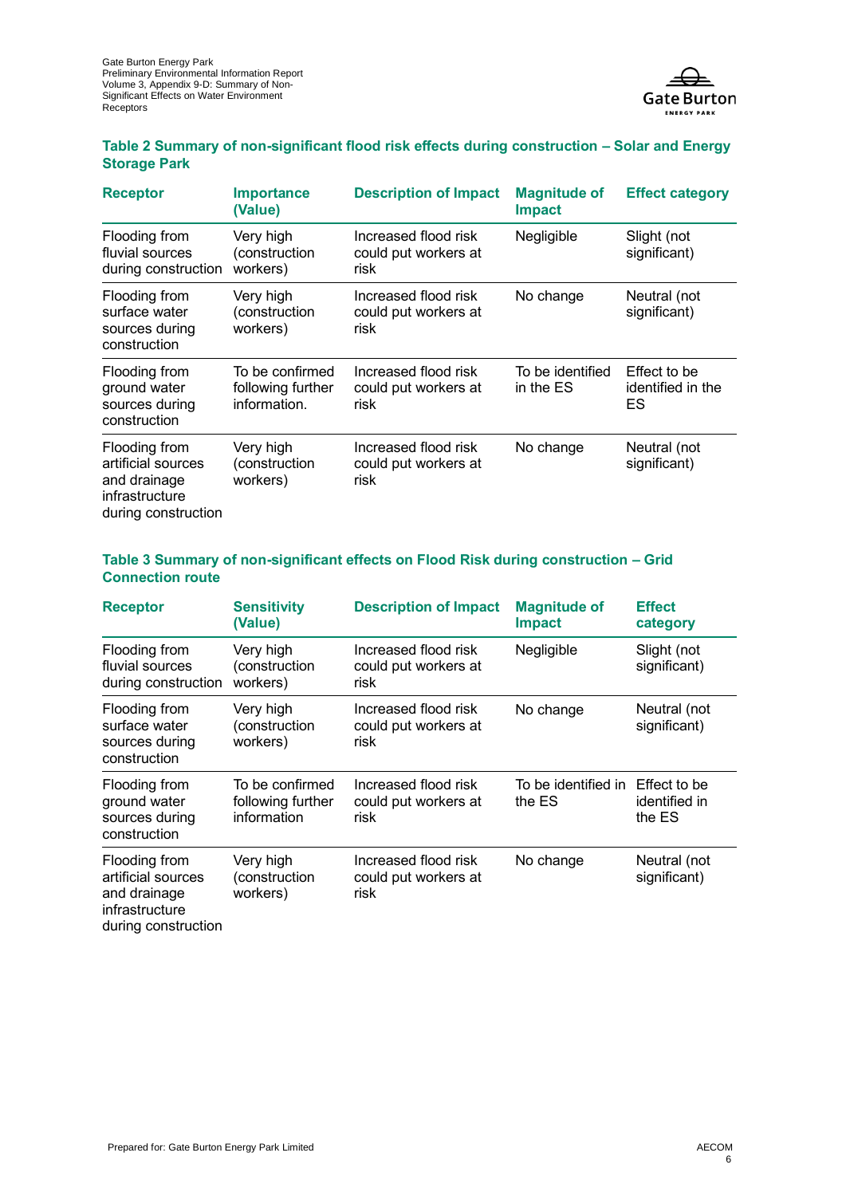**Table 2 Summary of non-significant flood risk effects during construction – Solar and Energy Storage Park**

| Receptor | Importance (Value) | Description of Impact | Magnitude of Impact | Effect category |
|---|---|---|---|---|
| Flooding from fluvial sources during construction | Very high (construction workers) | Increased flood risk could put workers at risk | Negligible | Slight (not significant) |
| Flooding from surface water sources during construction | Very high (construction workers) | Increased flood risk could put workers at risk | No change | Neutral (not significant) |
| Flooding from ground water sources during construction | To be confirmed following further information. | Increased flood risk could put workers at risk | To be identified in the ES | Effect to be identified in the ES |
| Flooding from artificial sources and drainage infrastructure during construction | Very high (construction workers) | Increased flood risk could put workers at risk | No change | Neutral (not significant) |

**Table 3 Summary of non-significant effects on Flood Risk during construction – Grid Connection route**

| Receptor | Sensitivity (Value) | Description of Impact | Magnitude of Impact | Effect category |
|---|---|---|---|---|
| Flooding from fluvial sources during construction | Very high (construction workers) | Increased flood risk could put workers at risk | Negligible | Slight (not significant) |
| Flooding from surface water sources during construction | Very high (construction workers) | Increased flood risk could put workers at risk | No change | Neutral (not significant) |
| Flooding from ground water sources during construction | To be confirmed following further information | Increased flood risk could put workers at risk | To be identified in the ES | Effect to be identified in the ES |
| Flooding from artificial sources and drainage infrastructure during construction | Very high (construction workers) | Increased flood risk could put workers at risk | No change | Neutral (not significant) |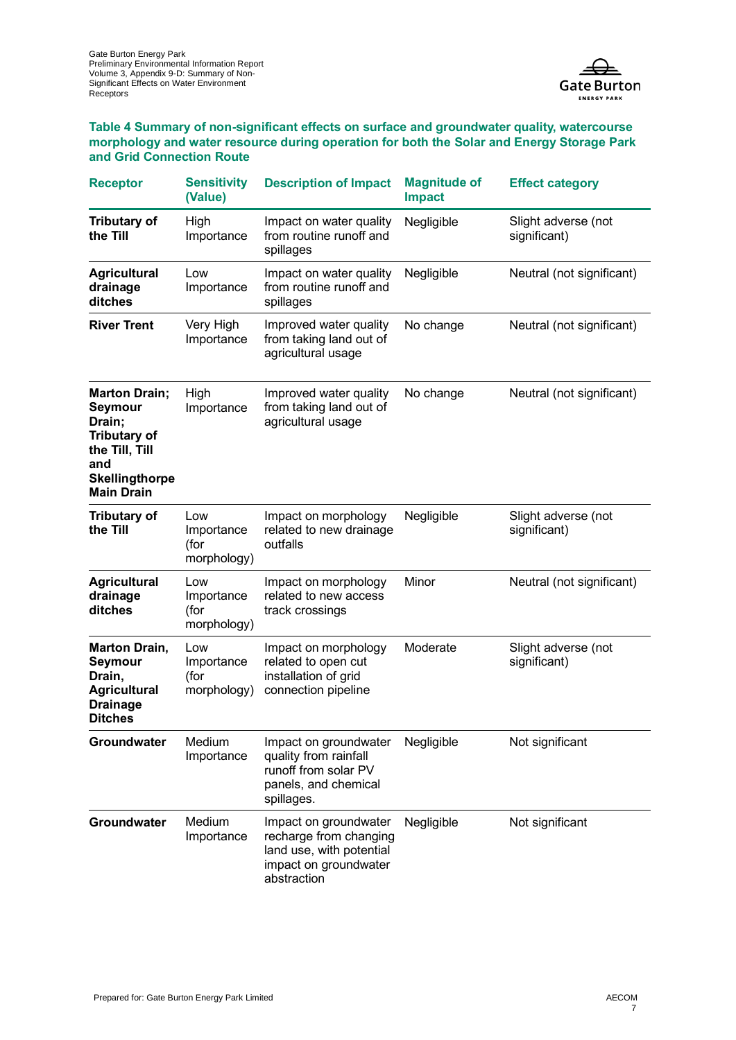**Table 4 Summary of non-significant effects on surface and groundwater quality, watercourse morphology and water resource during operation for both the Solar and Energy Storage Park and Grid Connection Route**

| Receptor | Sensitivity (Value) | Description of Impact | Magnitude of Impact | Effect category |
|---|---|---|---|---|
| **Tributary of the Till** | High Importance | Impact on water quality from routine runoff and spillages | Negligible | Slight adverse (not significant) |
| **Agricultural drainage ditches** | Low Importance | Impact on water quality from routine runoff and spillages | Negligible | Neutral (not significant) |
| **River Trent** | Very High Importance | Improved water quality from taking land out of agricultural usage | No change | Neutral (not significant) |
| **Marton Drain; Seymour Drain; Tributary of the Till, Till and Skellingthorpe Main Drain** | High Importance | Improved water quality from taking land out of agricultural usage | No change | Neutral (not significant) |
| **Tributary of the Till** | Low Importance (for morphology) | Impact on morphology related to new drainage outfalls | Negligible | Slight adverse (not significant) |
| **Agricultural drainage ditches** | Low Importance (for morphology) | Impact on morphology related to new access track crossings | Minor | Neutral (not significant) |
| **Marton Drain, Seymour Drain, Agricultural Drainage Ditches** | Low Importance (for morphology) | Impact on morphology related to open cut installation of grid connection pipeline | Moderate | Slight adverse (not significant) |
| **Groundwater** | Medium Importance | Impact on groundwater quality from rainfall runoff from solar PV panels, and chemical spillages. | Negligible | Not significant |
| **Groundwater** | Medium Importance | Impact on groundwater recharge from changing land use, with potential impact on groundwater abstraction | Negligible | Not significant |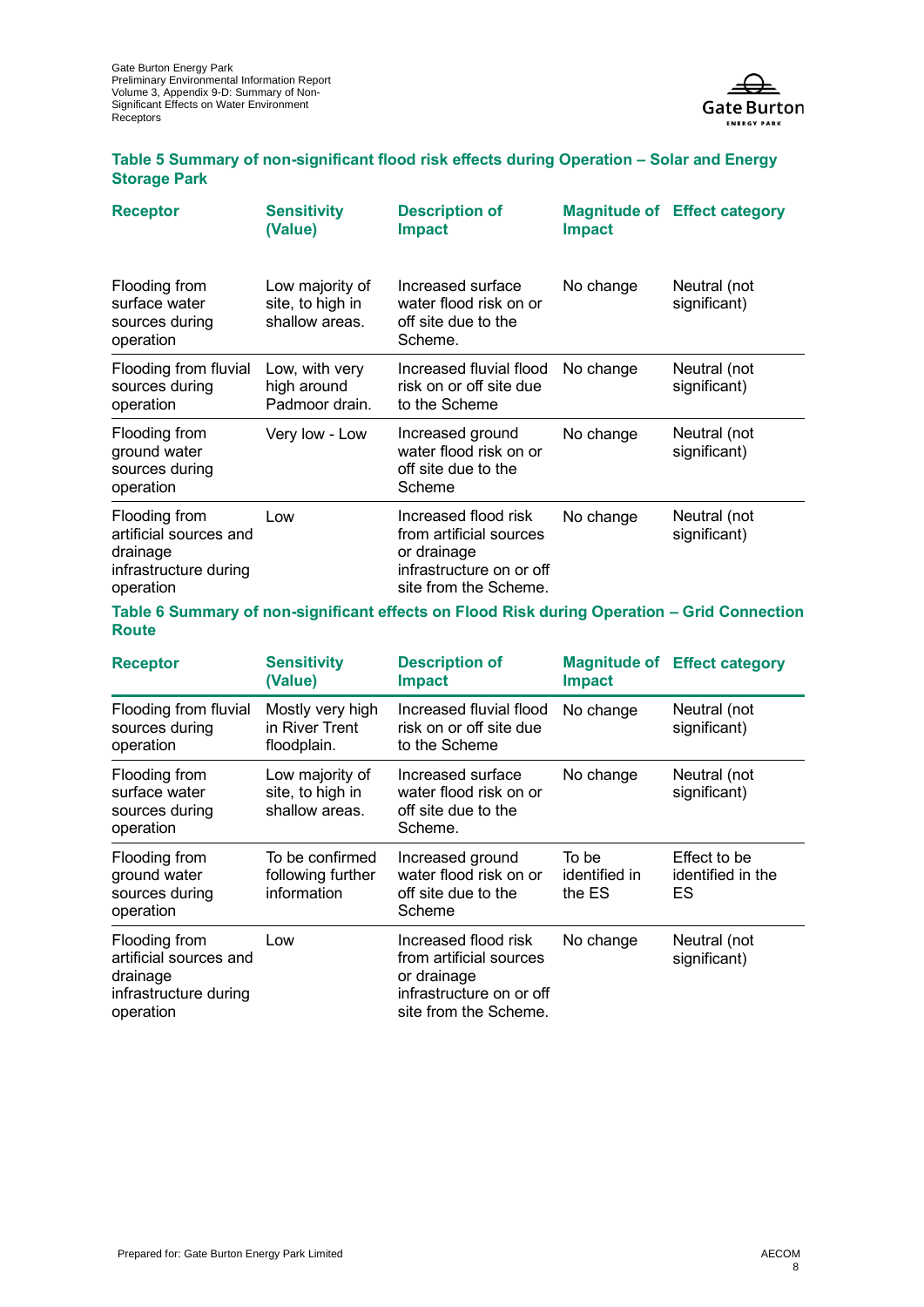**Table 5 Summary of non-significant flood risk effects during Operation – Solar and Energy Storage Park**

| Receptor | Sensitivity (Value) | Description of Impact | Magnitude of Impact | Effect category |
|---|---|---|---|---|
| Flooding from surface water sources during operation | Low majority of site, to high in shallow areas. | Increased surface water flood risk on or off site due to the Scheme. | No change | Neutral (not significant) |
| Flooding from fluvial sources during operation | Low, with very high around Padmoor drain. | Increased fluvial flood risk on or off site due to the Scheme | No change | Neutral (not significant) |
| Flooding from ground water sources during operation | Very low - Low | Increased ground water flood risk on or off site due to the Scheme | No change | Neutral (not significant) |
| Flooding from artificial sources and drainage infrastructure during operation | Low | Increased flood risk from artificial sources or drainage infrastructure on or off site from the Scheme. | No change | Neutral (not significant) |

**Table 6 Summary of non-significant effects on Flood Risk during Operation – Grid Connection Route**

| Receptor | Sensitivity (Value) | Description of Impact | Magnitude of Impact | Effect category |
|---|---|---|---|---|
| Flooding from fluvial sources during operation | Mostly very high in River Trent floodplain. | Increased fluvial flood risk on or off site due to the Scheme | No change | Neutral (not significant) |
| Flooding from surface water sources during operation | Low majority of site, to high in shallow areas. | Increased surface water flood risk on or off site due to the Scheme. | No change | Neutral (not significant) |
| Flooding from ground water sources during operation | To be confirmed following further information | Increased ground water flood risk on or off site due to the Scheme | To be identified in the ES | Effect to be identified in the ES |
| Flooding from artificial sources and drainage infrastructure during operation | Low | Increased flood risk from artificial sources or drainage infrastructure on or off site from the Scheme. | No change | Neutral (not significant) |